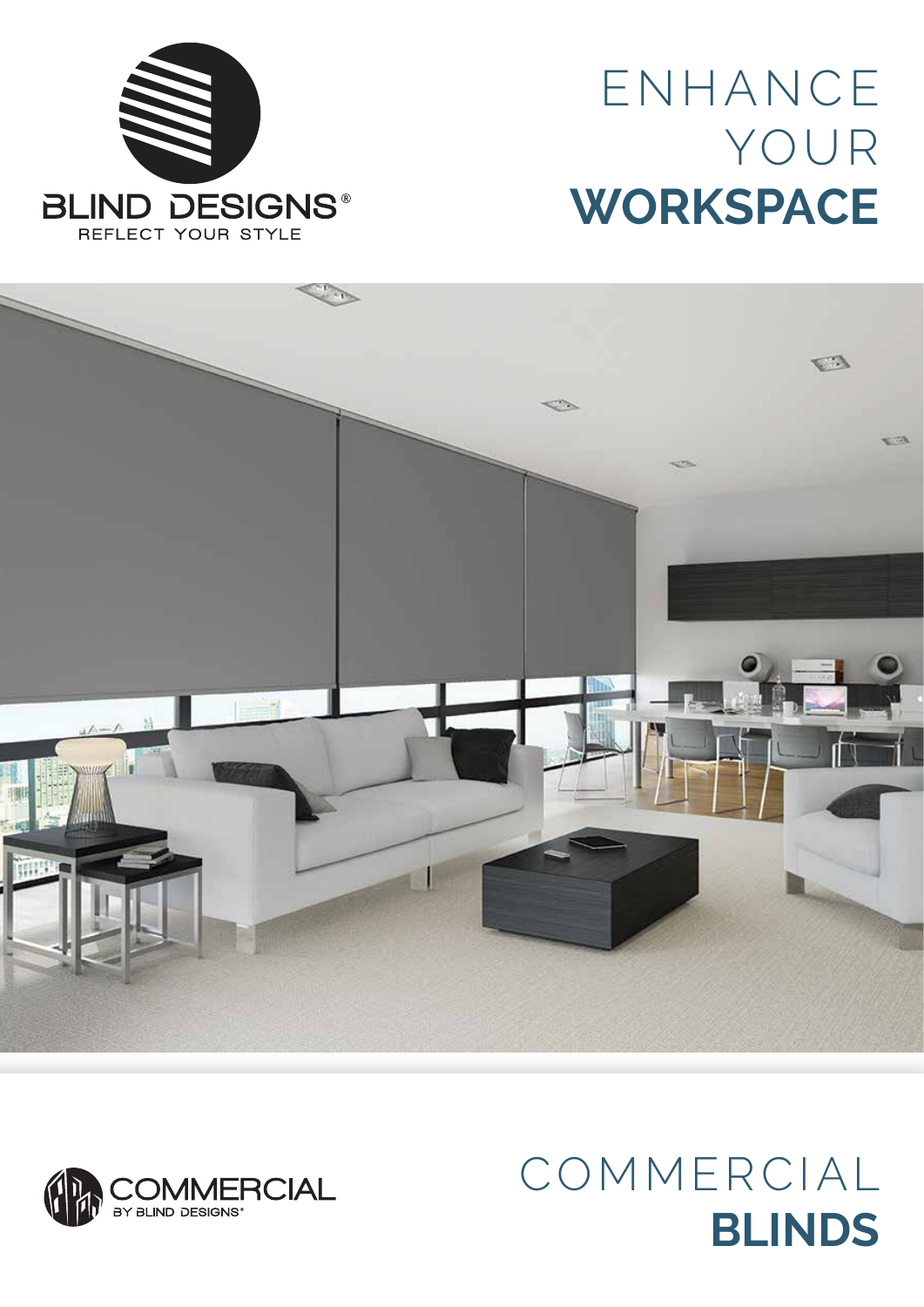BLIND DESIGNS®

REFLECT YOUR STYLE

# ENHANCE YOUR **WORKSPACE**

COMMERCIAL

BY BLIND DESIGNS®

# COMMERCIAL **BLINDS**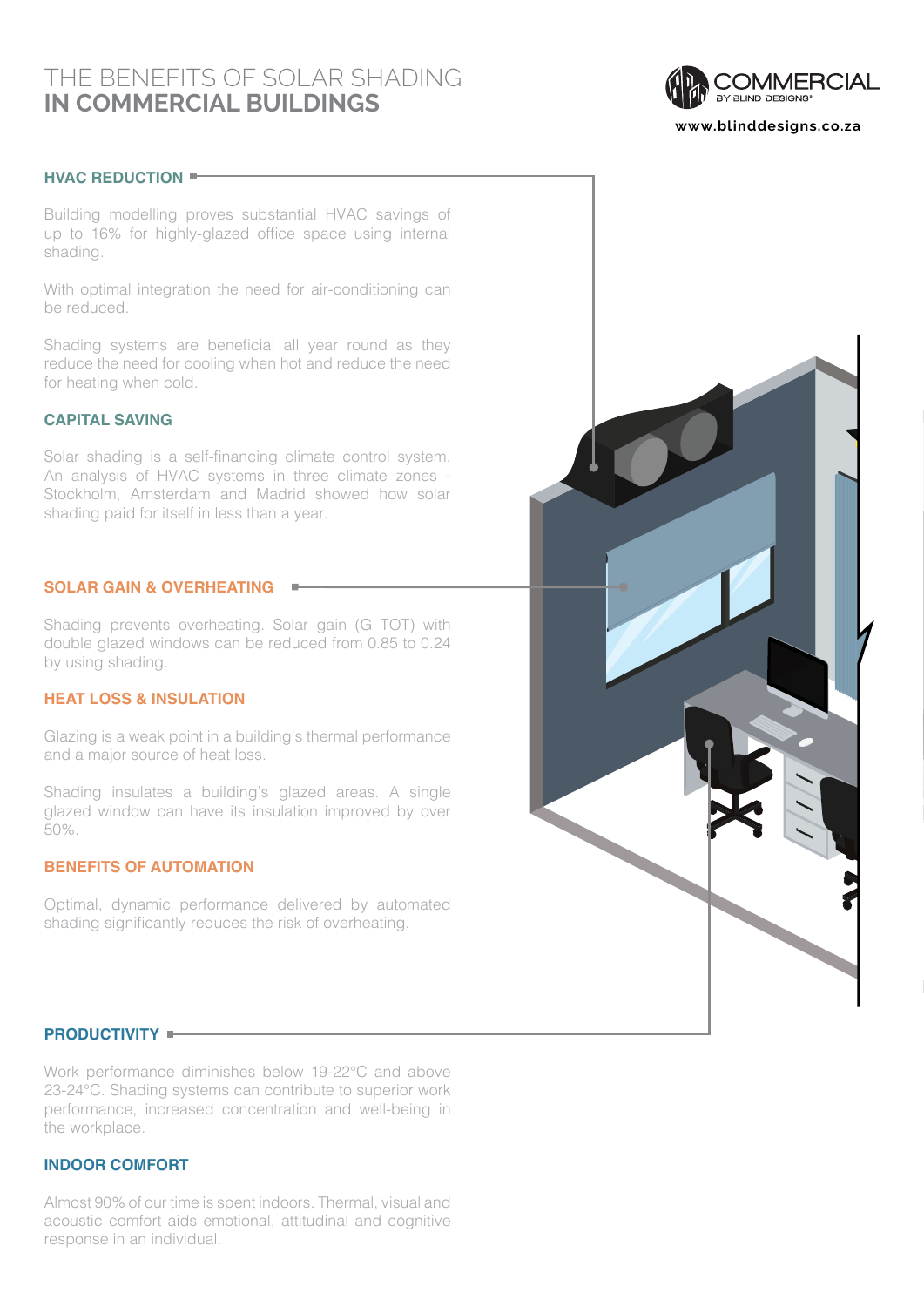# THE BENEFITS OF SOLAR SHADING IN COMMERCIAL BUILDINGS

COMMERCIAL BY BLIND DESIGNS®

www.blinddesigns.co.za

## HVAC REDUCTION

Building modelling proves substantial HVAC savings of up to 16% for highly-glazed office space using internal shading.

With optimal integration the need for air-conditioning can be reduced.

Shading systems are beneficial all year round as they reduce the need for cooling when hot and reduce the need for heating when cold.

## CAPITAL SAVING

Solar shading is a self-financing climate control system. An analysis of HVAC systems in three climate zones - Stockholm, Amsterdam and Madrid showed how solar shading paid for itself in less than a year.

## SOLAR GAIN & OVERHEATING

Shading prevents overheating. Solar gain (G TOT) with double glazed windows can be reduced from 0.85 to 0.24 by using shading.

## HEAT LOSS & INSULATION

Glazing is a weak point in a building's thermal performance and a major source of heat loss.

Shading insulates a building's glazed areas. A single glazed window can have its insulation improved by over 50%.

## BENEFITS OF AUTOMATION

Optimal, dynamic performance delivered by automated shading significantly reduces the risk of overheating.

## PRODUCTIVITY

Work performance diminishes below 19-22°C and above 23-24°C. Shading systems can contribute to superior work performance, increased concentration and well-being in the workplace.

## INDOOR COMFORT

Almost 90% of our time is spent indoors. Thermal, visual and acoustic comfort aids emotional, attitudinal and cognitive response in an individual.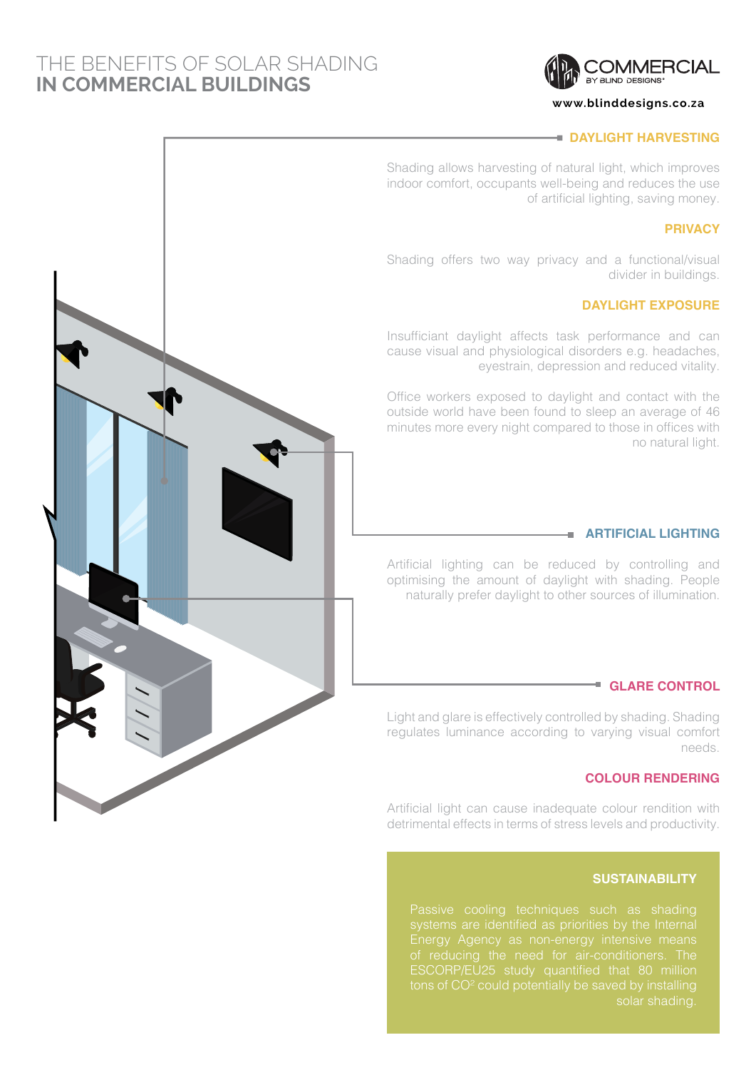# THE BENEFITS OF SOLAR SHADING IN COMMERCIAL BUILDINGS

COMMERCIAL BY BLIND DESIGNS®

www.blinddesigns.co.za

## DAYLIGHT HARVESTING

Shading allows harvesting of natural light, which improves indoor comfort, occupants well-being and reduces the use of artificial lighting, saving money.

## PRIVACY

Shading offers two way privacy and a functional/visual divider in buildings.

## DAYLIGHT EXPOSURE

Insufficiant daylight affects task performance and can cause visual and physiological disorders e.g. headaches, eyestrain, depression and reduced vitality.

Office workers exposed to daylight and contact with the outside world have been found to sleep an average of 46 minutes more every night compared to those in offices with no natural light.

## ARTIFICIAL LIGHTING

Artificial lighting can be reduced by controlling and optimising the amount of daylight with shading. People naturally prefer daylight to other sources of illumination.

## GLARE CONTROL

Light and glare is effectively controlled by shading. Shading regulates luminance according to varying visual comfort needs.

## COLOUR RENDERING

Artificial light can cause inadequate colour rendition with detrimental effects in terms of stress levels and productivity.

## SUSTAINABILITY

Passive cooling techniques such as shading systems are identified as priorities by the Internal Energy Agency as non-energy intensive means of reducing the need for air-conditioners. The ESCORP/EU25 study quantified that 80 million tons of $CO^2$ could potentially be saved by installing solar shading.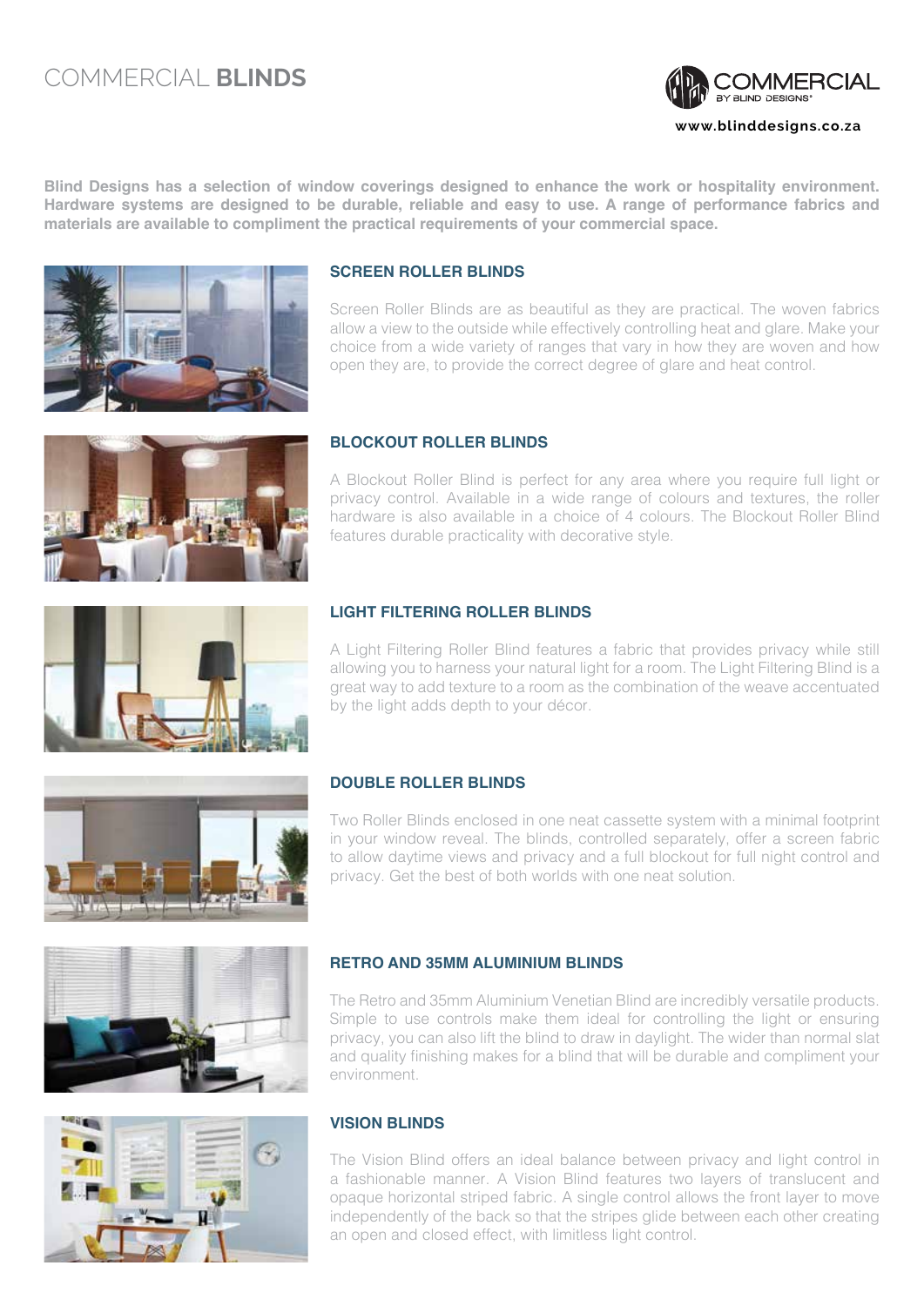# COMMERCIAL **BLINDS**

COMMERCIAL BY BLIND DESIGNS®

www.blinddesigns.co.za

**Blind Designs has a selection of window coverings designed to enhance the work or hospitality environment. Hardware systems are designed to be durable, reliable and easy to use. A range of performance fabrics and materials are available to compliment the practical requirements of your commercial space.**

### SCREEN ROLLER BLINDS

Screen Roller Blinds are as beautiful as they are practical. The woven fabrics allow a view to the outside while effectively controlling heat and glare. Make your choice from a wide variety of ranges that vary in how they are woven and how open they are, to provide the correct degree of glare and heat control.

### BLOCKOUT ROLLER BLINDS

A Blockout Roller Blind is perfect for any area where you require full light or privacy control. Available in a wide range of colours and textures, the roller hardware is also available in a choice of 4 colours. The Blockout Roller Blind features durable practicality with decorative style.

### LIGHT FILTERING ROLLER BLINDS

A Light Filtering Roller Blind features a fabric that provides privacy while still allowing you to harness your natural light for a room. The Light Filtering Blind is a great way to add texture to a room as the combination of the weave accentuated by the light adds depth to your décor.

### DOUBLE ROLLER BLINDS

Two Roller Blinds enclosed in one neat cassette system with a minimal footprint in your window reveal. The blinds, controlled separately, offer a screen fabric to allow daytime views and privacy and a full blockout for full night control and privacy. Get the best of both worlds with one neat solution.

### RETRO AND 35MM ALUMINIUM BLINDS

The Retro and 35mm Aluminium Venetian Blind are incredibly versatile products. Simple to use controls make them ideal for controlling the light or ensuring privacy, you can also lift the blind to draw in daylight. The wider than normal slat and quality finishing makes for a blind that will be durable and compliment your environment.

### VISION BLINDS

The Vision Blind offers an ideal balance between privacy and light control in a fashionable manner. A Vision Blind features two layers of translucent and opaque horizontal striped fabric. A single control allows the front layer to move independently of the back so that the stripes glide between each other creating an open and closed effect, with limitless light control.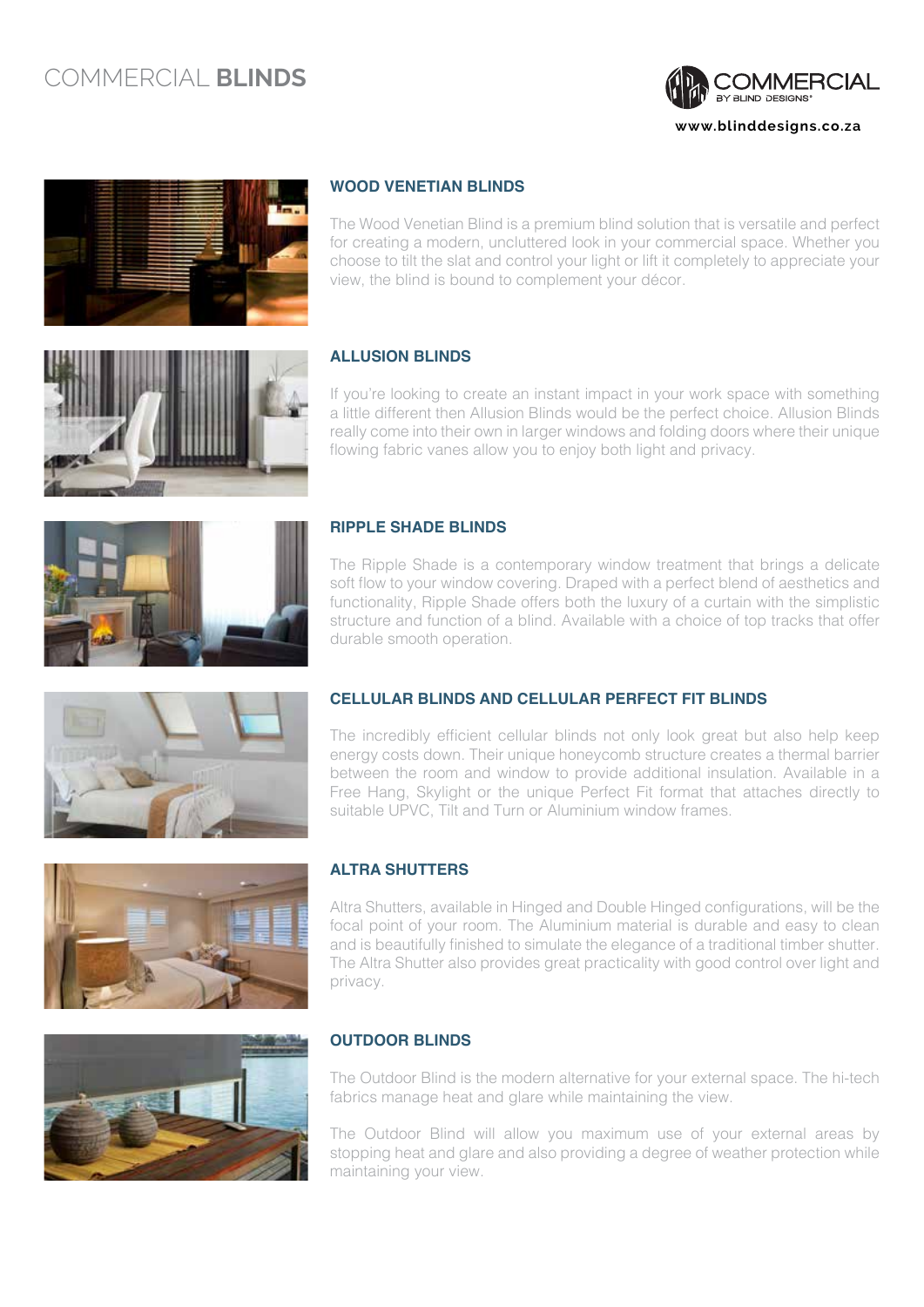# COMMERCIAL **BLINDS**

COMMERCIAL BY BLIND DESIGNS®

www.blinddesigns.co.za

## WOOD VENETIAN BLINDS

The Wood Venetian Blind is a premium blind solution that is versatile and perfect for creating a modern, uncluttered look in your commercial space. Whether you choose to tilt the slat and control your light or lift it completely to appreciate your view, the blind is bound to complement your décor.

## ALLUSION BLINDS

If you're looking to create an instant impact in your work space with something a little different then Allusion Blinds would be the perfect choice. Allusion Blinds really come into their own in larger windows and folding doors where their unique flowing fabric vanes allow you to enjoy both light and privacy.

## RIPPLE SHADE BLINDS

The Ripple Shade is a contemporary window treatment that brings a delicate soft flow to your window covering. Draped with a perfect blend of aesthetics and functionality, Ripple Shade offers both the luxury of a curtain with the simplistic structure and function of a blind. Available with a choice of top tracks that offer durable smooth operation.

## CELLULAR BLINDS AND CELLULAR PERFECT FIT BLINDS

The incredibly efficient cellular blinds not only look great but also help keep energy costs down. Their unique honeycomb structure creates a thermal barrier between the room and window to provide additional insulation. Available in a Free Hang, Skylight or the unique Perfect Fit format that attaches directly to suitable UPVC, Tilt and Turn or Aluminium window frames.

## ALTRA SHUTTERS

Altra Shutters, available in Hinged and Double Hinged configurations, will be the focal point of your room. The Aluminium material is durable and easy to clean and is beautifully finished to simulate the elegance of a traditional timber shutter. The Altra Shutter also provides great practicality with good control over light and privacy.

## OUTDOOR BLINDS

The Outdoor Blind is the modern alternative for your external space. The hi-tech fabrics manage heat and glare while maintaining the view.

The Outdoor Blind will allow you maximum use of your external areas by stopping heat and glare and also providing a degree of weather protection while maintaining your view.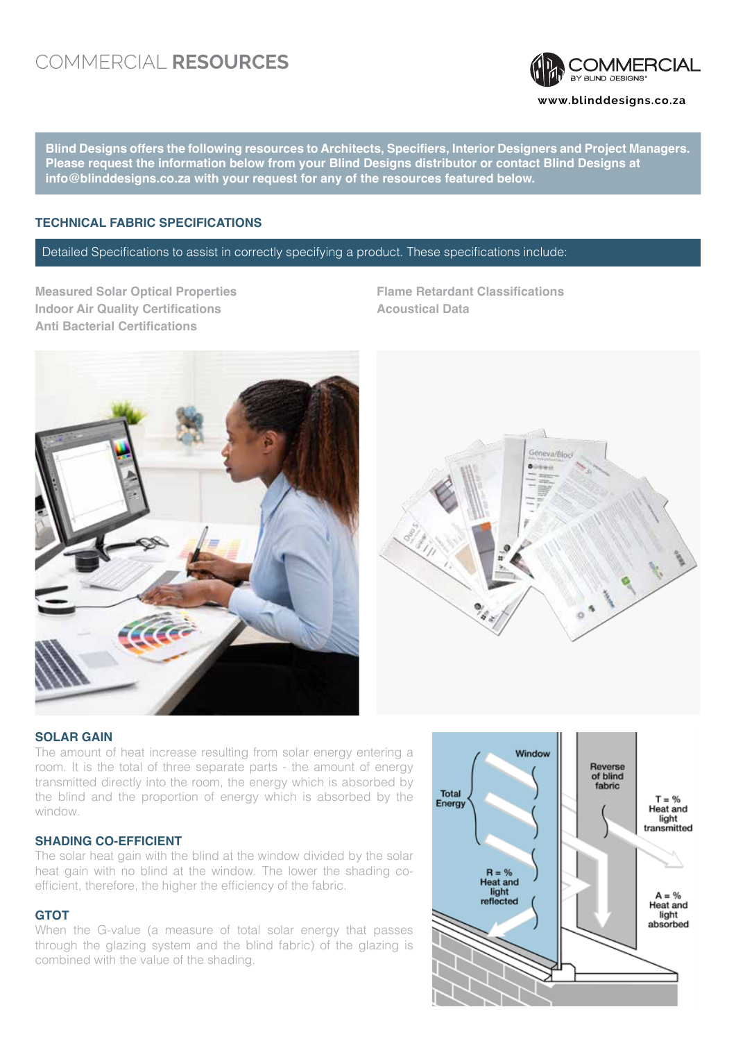# COMMERCIAL **RESOURCES**

COMMERCIAL BY BLIND DESIGNS®

www.blinddesigns.co.za

**Blind Designs offers the following resources to Architects, Specifiers, Interior Designers and Project Managers. Please request the information below from your Blind Designs distributor or contact Blind Designs at info@blinddesigns.co.za with your request for any of the resources featured below.**

## TECHNICAL FABRIC SPECIFICATIONS

Detailed Specifications to assist in correctly specifying a product. These specifications include:

- **Measured Solar Optical Properties**
- **Indoor Air Quality Certifications**
- **Anti Bacterial Certifications**
- **Flame Retardant Classifications**
- **Acoustical Data**

### SOLAR GAIN

The amount of heat increase resulting from solar energy entering a room. It is the total of three separate parts - the amount of energy transmitted directly into the room, the energy which is absorbed by the blind and the proportion of energy which is absorbed by the window.

### SHADING CO-EFFICIENT

The solar heat gain with the blind at the window divided by the solar heat gain with no blind at the window. The lower the shading co-efficient, therefore, the higher the efficiency of the fabric.

### GTOT

When the G-value (a measure of total solar energy that passes through the glazing system and the blind fabric) of the glazing is combined with the value of the shading.

Window

Total Energy

Reverse of blind fabric

T = % Heat and light transmitted

R = % Heat and light reflected

A = % Heat and light absorbed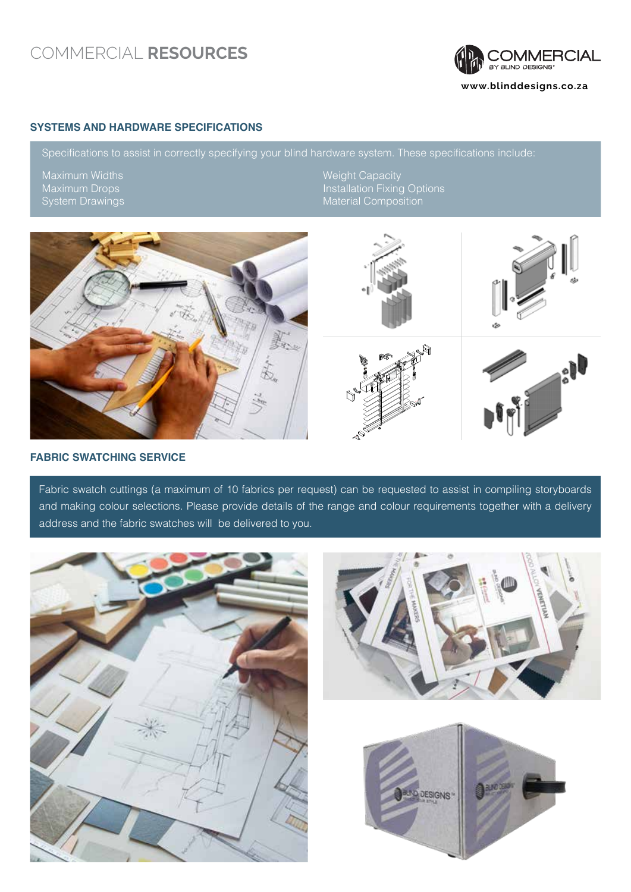# COMMERCIAL **RESOURCES**

COMMERCIAL BY BLIND DESIGNS®

www.blinddesigns.co.za

## SYSTEMS AND HARDWARE SPECIFICATIONS

Specifications to assist in correctly specifying your blind hardware system. These specifications include:

- Maximum Widths
- Maximum Drops
- System Drawings
- Weight Capacity
- Installation Fixing Options
- Material Composition

## FABRIC SWATCHING SERVICE

Fabric swatch cuttings (a maximum of 10 fabrics per request) can be requested to assist in compiling storyboards and making colour selections. Please provide details of the range and colour requirements together with a delivery address and the fabric swatches will be delivered to you.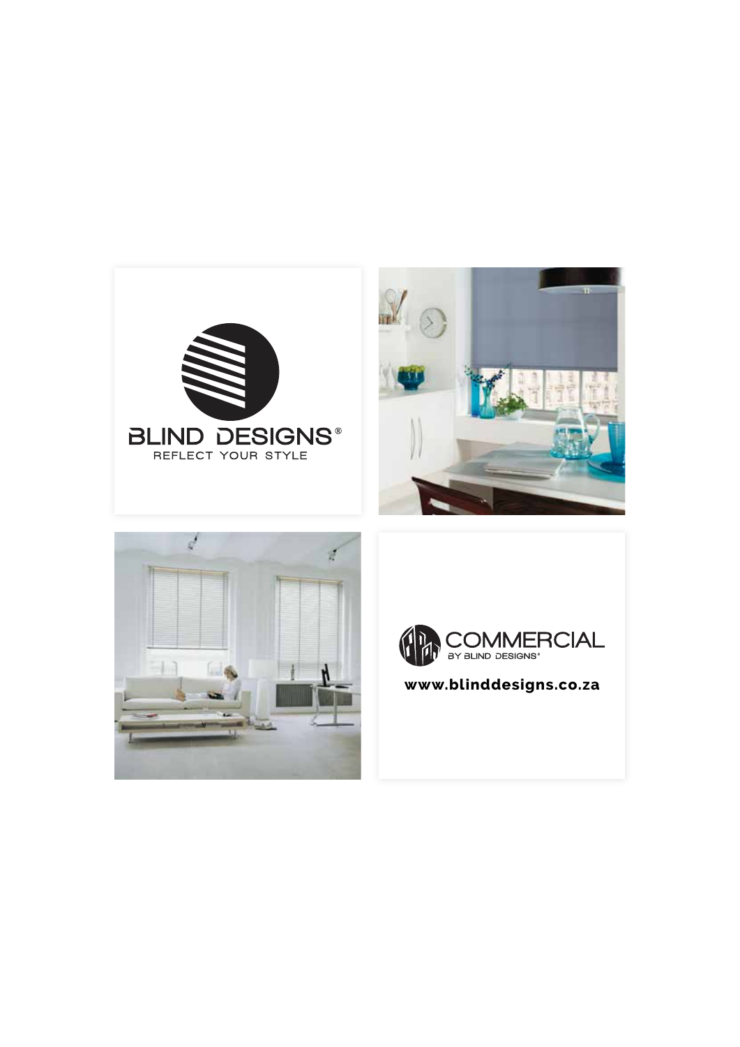BLIND DESIGNS®

REFLECT YOUR STYLE

COMMERCIAL

BY BLIND DESIGNS®

**www.blinddesigns.co.za**